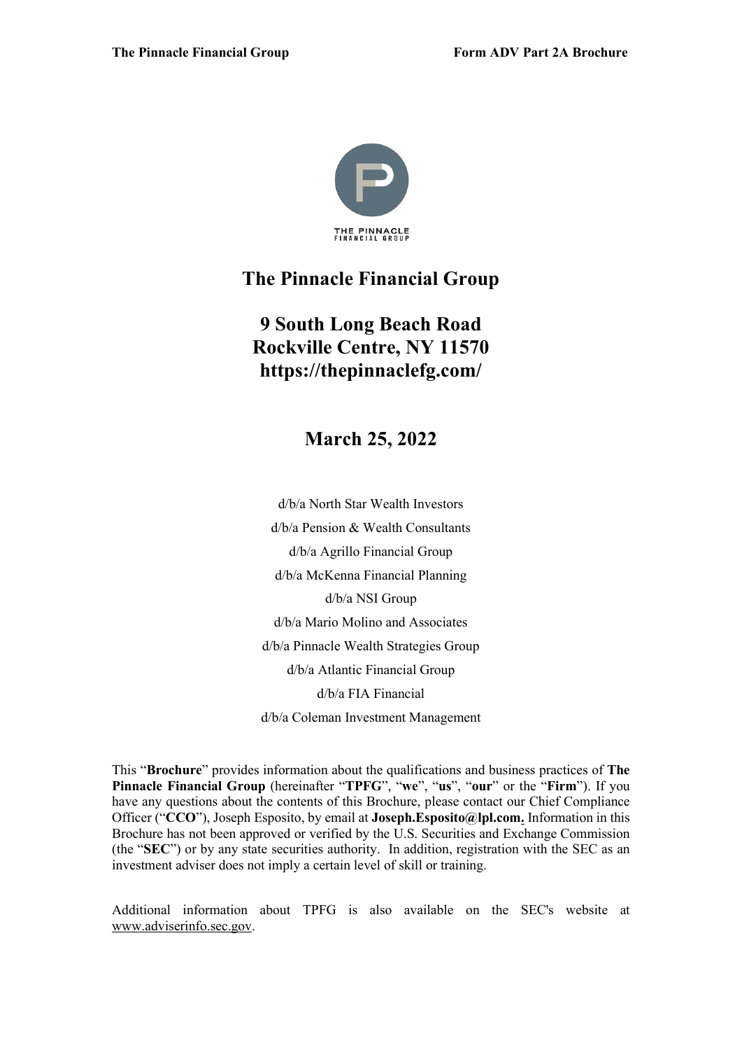# The Pinnacle Financial Group

## 9 South Long Beach Road
## Rockville Centre, NY 11570
## https://thepinnaclefg.com/

## March 25, 2022

d/b/a North Star Wealth Investors

d/b/a Pension & Wealth Consultants

d/b/a Agrillo Financial Group

d/b/a McKenna Financial Planning

d/b/a NSI Group

d/b/a Mario Molino and Associates

d/b/a Pinnacle Wealth Strategies Group

d/b/a Atlantic Financial Group

d/b/a FIA Financial

d/b/a Coleman Investment Management

This "**Brochure**" provides information about the qualifications and business practices of **The Pinnacle Financial Group** (hereinafter "**TPFG**", "**we**", "**us**", "**our**" or the "**Firm**"). If you have any questions about the contents of this Brochure, please contact our Chief Compliance Officer ("**CCO**"), Joseph Esposito, by email at **Joseph.Esposito@lpl.com.** Information in this Brochure has not been approved or verified by the U.S. Securities and Exchange Commission (the "**SEC**") or by any state securities authority. In addition, registration with the SEC as an investment adviser does not imply a certain level of skill or training.

Additional information about TPFG is also available on the SEC's website at www.adviserinfo.sec.gov.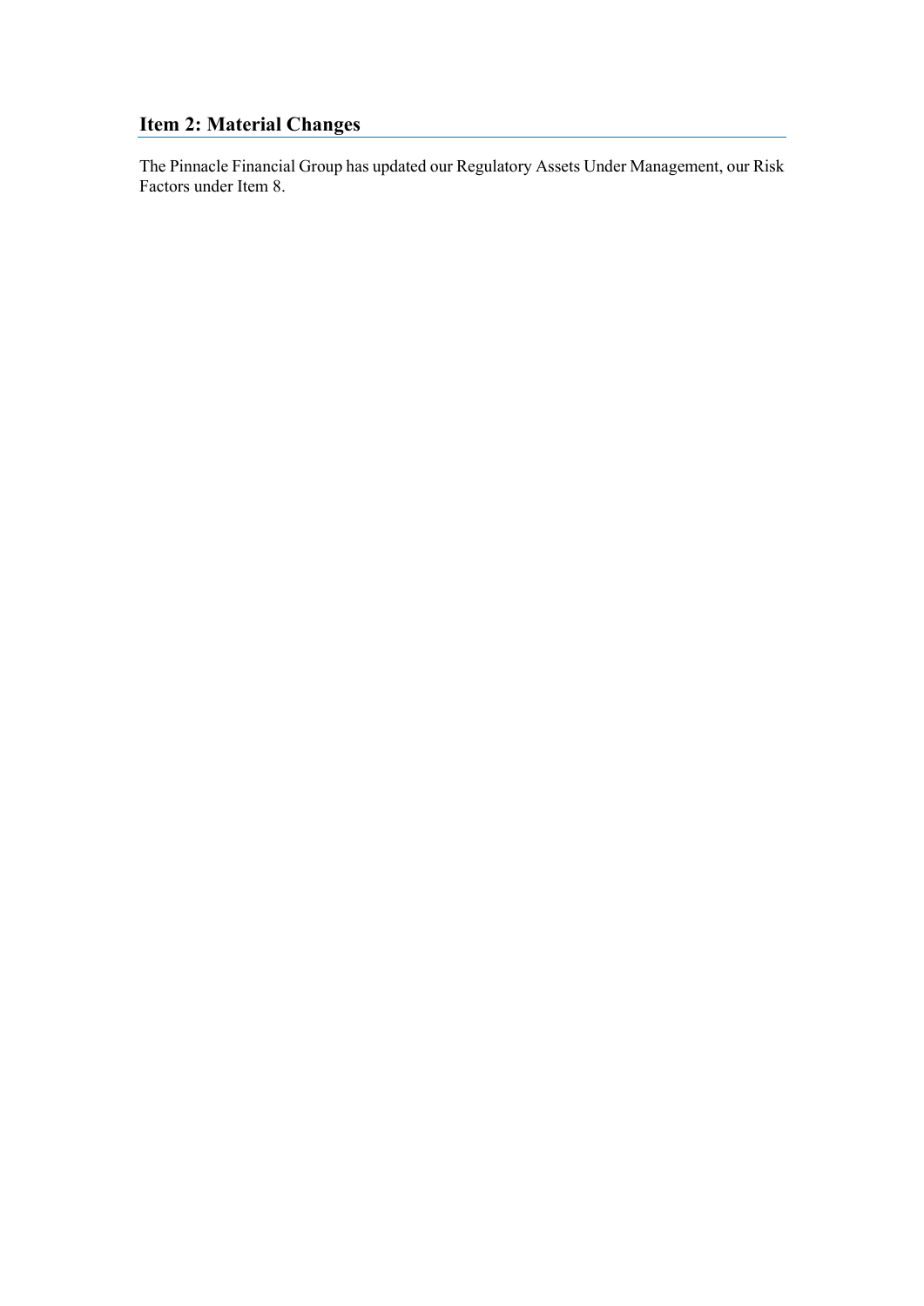## Item 2: Material Changes

The Pinnacle Financial Group has updated our Regulatory Assets Under Management, our Risk Factors under Item 8.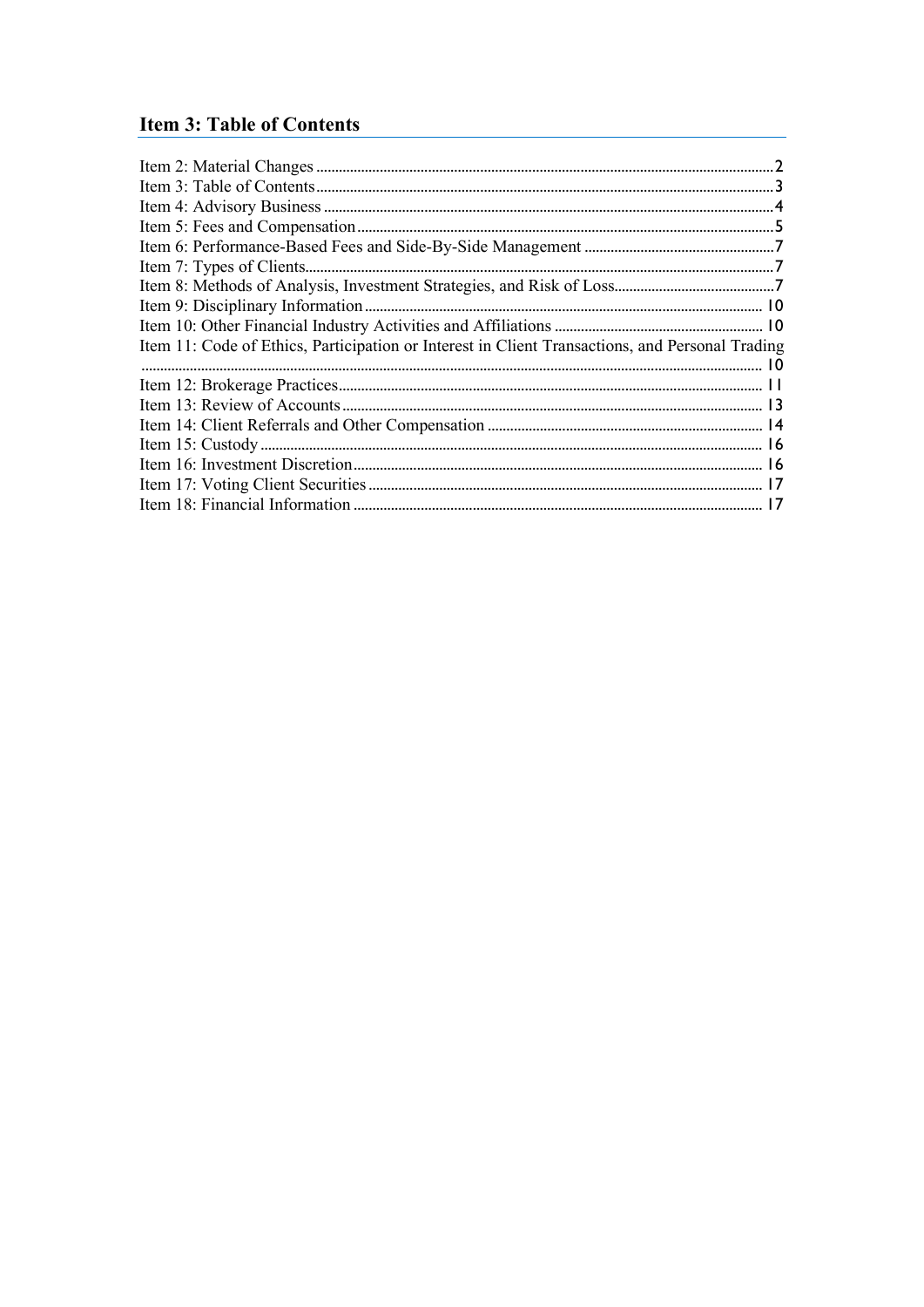## Item 3: Table of Contents

| | |
|---|---|
| Item 2: Material Changes | 2 |
| Item 3: Table of Contents | 3 |
| Item 4: Advisory Business | 4 |
| Item 5: Fees and Compensation | 5 |
| Item 6: Performance-Based Fees and Side-By-Side Management | 7 |
| Item 7: Types of Clients | 7 |
| Item 8: Methods of Analysis, Investment Strategies, and Risk of Loss | 7 |
| Item 9: Disciplinary Information | 10 |
| Item 10: Other Financial Industry Activities and Affiliations | 10 |
| Item 11: Code of Ethics, Participation or Interest in Client Transactions, and Personal Trading | 10 |
| Item 12: Brokerage Practices | 11 |
| Item 13: Review of Accounts | 13 |
| Item 14: Client Referrals and Other Compensation | 14 |
| Item 15: Custody | 16 |
| Item 16: Investment Discretion | 16 |
| Item 17: Voting Client Securities | 17 |
| Item 18: Financial Information | 17 |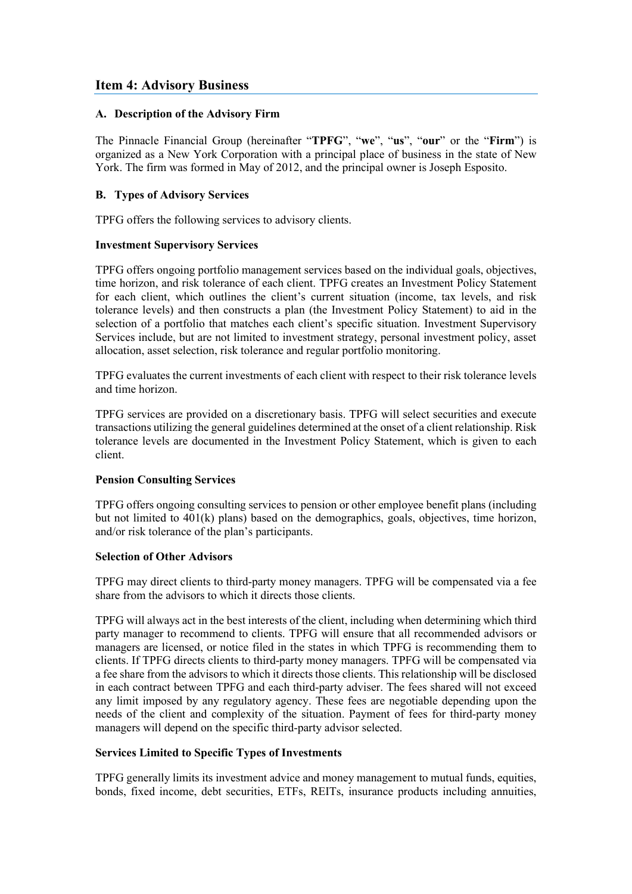## Item 4: Advisory Business

### A. Description of the Advisory Firm

The Pinnacle Financial Group (hereinafter "**TPFG**", "**we**", "**us**", "**our**" or the "**Firm**") is organized as a New York Corporation with a principal place of business in the state of New York. The firm was formed in May of 2012, and the principal owner is Joseph Esposito.

### B. Types of Advisory Services

TPFG offers the following services to advisory clients.

**Investment Supervisory Services**

TPFG offers ongoing portfolio management services based on the individual goals, objectives, time horizon, and risk tolerance of each client. TPFG creates an Investment Policy Statement for each client, which outlines the client's current situation (income, tax levels, and risk tolerance levels) and then constructs a plan (the Investment Policy Statement) to aid in the selection of a portfolio that matches each client's specific situation. Investment Supervisory Services include, but are not limited to investment strategy, personal investment policy, asset allocation, asset selection, risk tolerance and regular portfolio monitoring.

TPFG evaluates the current investments of each client with respect to their risk tolerance levels and time horizon.

TPFG services are provided on a discretionary basis. TPFG will select securities and execute transactions utilizing the general guidelines determined at the onset of a client relationship. Risk tolerance levels are documented in the Investment Policy Statement, which is given to each client.

**Pension Consulting Services**

TPFG offers ongoing consulting services to pension or other employee benefit plans (including but not limited to 401(k) plans) based on the demographics, goals, objectives, time horizon, and/or risk tolerance of the plan's participants.

**Selection of Other Advisors**

TPFG may direct clients to third-party money managers. TPFG will be compensated via a fee share from the advisors to which it directs those clients.

TPFG will always act in the best interests of the client, including when determining which third party manager to recommend to clients. TPFG will ensure that all recommended advisors or managers are licensed, or notice filed in the states in which TPFG is recommending them to clients. If TPFG directs clients to third-party money managers. TPFG will be compensated via a fee share from the advisors to which it directs those clients. This relationship will be disclosed in each contract between TPFG and each third-party adviser. The fees shared will not exceed any limit imposed by any regulatory agency. These fees are negotiable depending upon the needs of the client and complexity of the situation. Payment of fees for third-party money managers will depend on the specific third-party advisor selected.

**Services Limited to Specific Types of Investments**

TPFG generally limits its investment advice and money management to mutual funds, equities, bonds, fixed income, debt securities, ETFs, REITs, insurance products including annuities,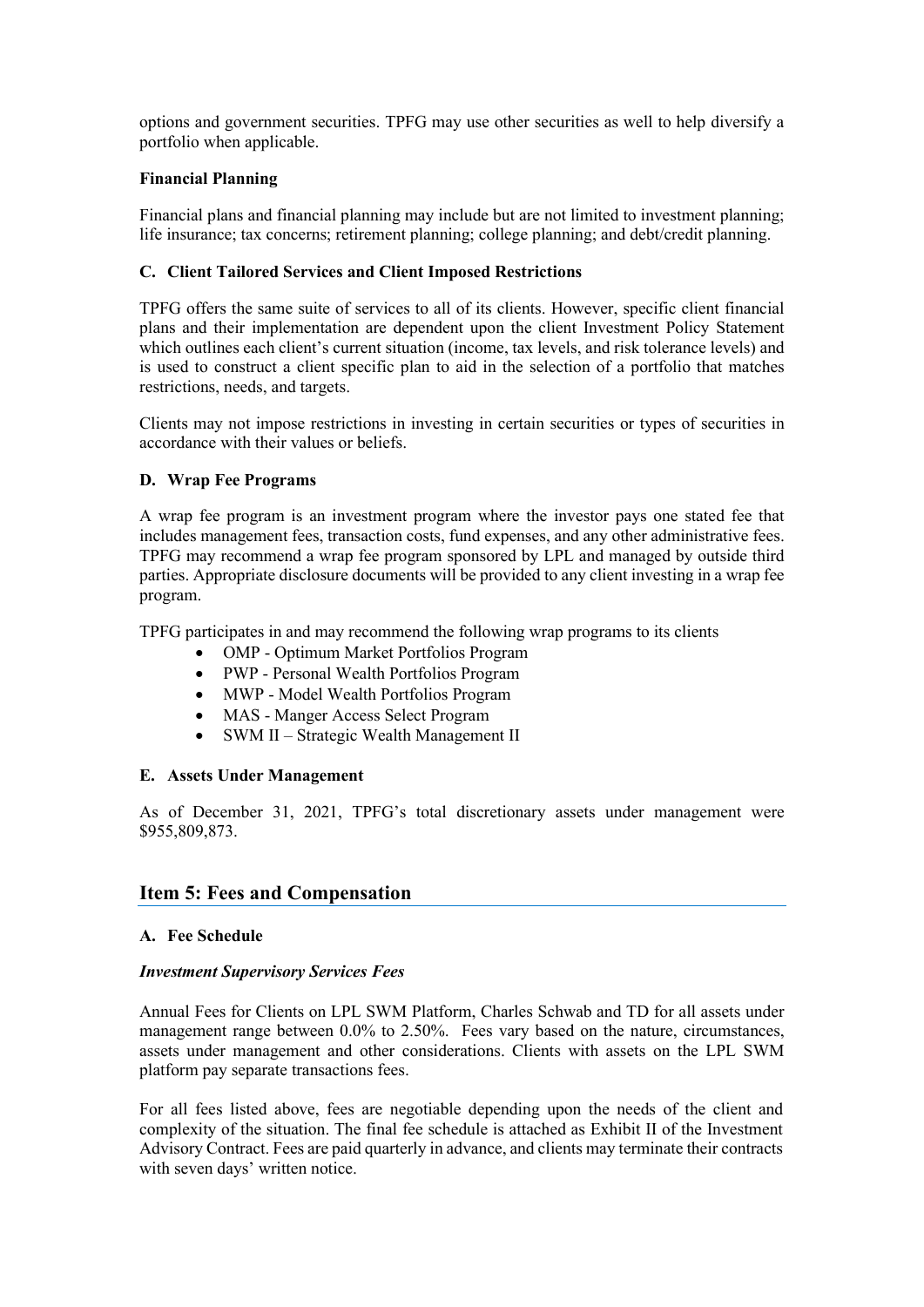options and government securities. TPFG may use other securities as well to help diversify a portfolio when applicable.

**Financial Planning**

Financial plans and financial planning may include but are not limited to investment planning; life insurance; tax concerns; retirement planning; college planning; and debt/credit planning.

### C. Client Tailored Services and Client Imposed Restrictions

TPFG offers the same suite of services to all of its clients. However, specific client financial plans and their implementation are dependent upon the client Investment Policy Statement which outlines each client's current situation (income, tax levels, and risk tolerance levels) and is used to construct a client specific plan to aid in the selection of a portfolio that matches restrictions, needs, and targets.

Clients may not impose restrictions in investing in certain securities or types of securities in accordance with their values or beliefs.

### D. Wrap Fee Programs

A wrap fee program is an investment program where the investor pays one stated fee that includes management fees, transaction costs, fund expenses, and any other administrative fees. TPFG may recommend a wrap fee program sponsored by LPL and managed by outside third parties. Appropriate disclosure documents will be provided to any client investing in a wrap fee program.

TPFG participates in and may recommend the following wrap programs to its clients

- OMP - Optimum Market Portfolios Program
- PWP - Personal Wealth Portfolios Program
- MWP - Model Wealth Portfolios Program
- MAS - Manger Access Select Program
- SWM II – Strategic Wealth Management II

### E. Assets Under Management

As of December 31, 2021, TPFG's total discretionary assets under management were $955,809,873.

## Item 5: Fees and Compensation

### A. Fee Schedule

***Investment Supervisory Services Fees***

Annual Fees for Clients on LPL SWM Platform, Charles Schwab and TD for all assets under management range between 0.0% to 2.50%. Fees vary based on the nature, circumstances, assets under management and other considerations. Clients with assets on the LPL SWM platform pay separate transactions fees.

For all fees listed above, fees are negotiable depending upon the needs of the client and complexity of the situation. The final fee schedule is attached as Exhibit II of the Investment Advisory Contract. Fees are paid quarterly in advance, and clients may terminate their contracts with seven days' written notice.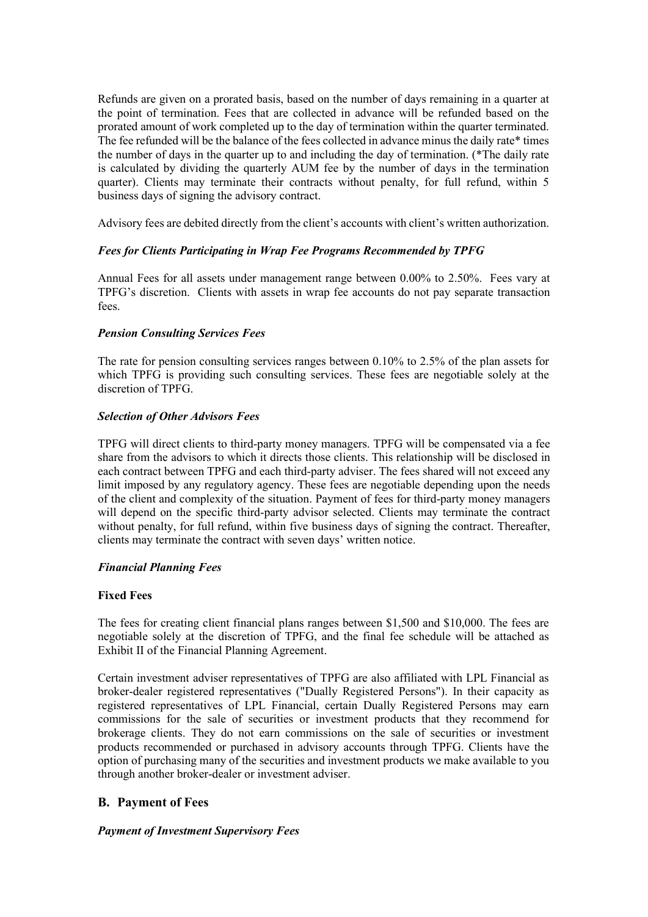Refunds are given on a prorated basis, based on the number of days remaining in a quarter at the point of termination. Fees that are collected in advance will be refunded based on the prorated amount of work completed up to the day of termination within the quarter terminated. The fee refunded will be the balance of the fees collected in advance minus the daily rate* times the number of days in the quarter up to and including the day of termination. (*The daily rate is calculated by dividing the quarterly AUM fee by the number of days in the termination quarter). Clients may terminate their contracts without penalty, for full refund, within 5 business days of signing the advisory contract.

Advisory fees are debited directly from the client's accounts with client's written authorization.

***Fees for Clients Participating in Wrap Fee Programs Recommended by TPFG***

Annual Fees for all assets under management range between 0.00% to 2.50%. Fees vary at TPFG's discretion. Clients with assets in wrap fee accounts do not pay separate transaction fees.

***Pension Consulting Services Fees***

The rate for pension consulting services ranges between 0.10% to 2.5% of the plan assets for which TPFG is providing such consulting services. These fees are negotiable solely at the discretion of TPFG.

***Selection of Other Advisors Fees***

TPFG will direct clients to third-party money managers. TPFG will be compensated via a fee share from the advisors to which it directs those clients. This relationship will be disclosed in each contract between TPFG and each third-party adviser. The fees shared will not exceed any limit imposed by any regulatory agency. These fees are negotiable depending upon the needs of the client and complexity of the situation. Payment of fees for third-party money managers will depend on the specific third-party advisor selected. Clients may terminate the contract without penalty, for full refund, within five business days of signing the contract. Thereafter, clients may terminate the contract with seven days' written notice.

***Financial Planning Fees***

**Fixed Fees**

The fees for creating client financial plans ranges between $1,500 and $10,000. The fees are negotiable solely at the discretion of TPFG, and the final fee schedule will be attached as Exhibit II of the Financial Planning Agreement.

Certain investment adviser representatives of TPFG are also affiliated with LPL Financial as broker-dealer registered representatives ("Dually Registered Persons"). In their capacity as registered representatives of LPL Financial, certain Dually Registered Persons may earn commissions for the sale of securities or investment products that they recommend for brokerage clients. They do not earn commissions on the sale of securities or investment products recommended or purchased in advisory accounts through TPFG. Clients have the option of purchasing many of the securities and investment products we make available to you through another broker-dealer or investment adviser.

## B. Payment of Fees

***Payment of Investment Supervisory Fees***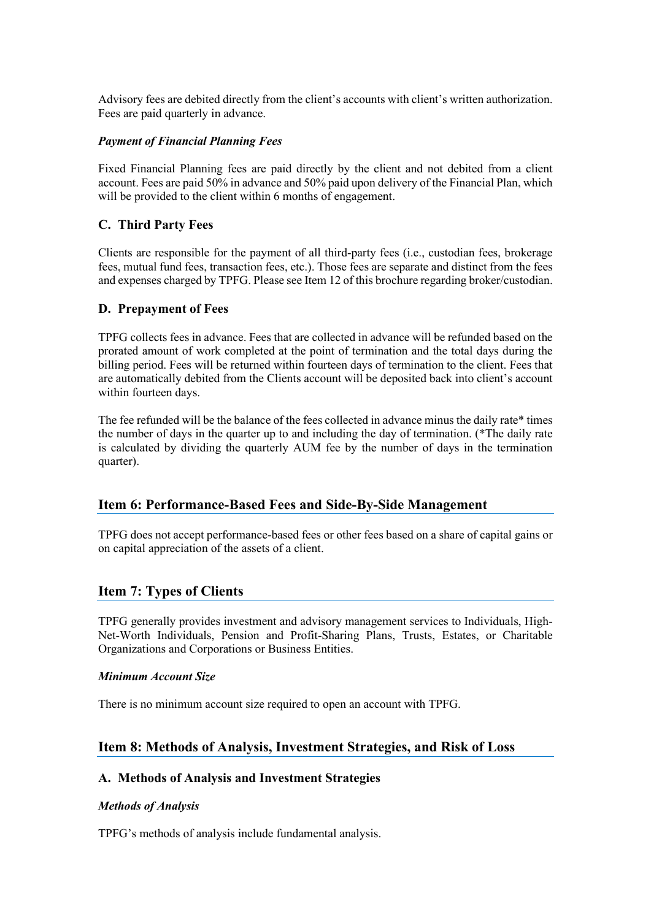Advisory fees are debited directly from the client's accounts with client's written authorization. Fees are paid quarterly in advance.

***Payment of Financial Planning Fees***

Fixed Financial Planning fees are paid directly by the client and not debited from a client account. Fees are paid 50% in advance and 50% paid upon delivery of the Financial Plan, which will be provided to the client within 6 months of engagement.

### C. Third Party Fees

Clients are responsible for the payment of all third-party fees (i.e., custodian fees, brokerage fees, mutual fund fees, transaction fees, etc.). Those fees are separate and distinct from the fees and expenses charged by TPFG. Please see Item 12 of this brochure regarding broker/custodian.

### D. Prepayment of Fees

TPFG collects fees in advance. Fees that are collected in advance will be refunded based on the prorated amount of work completed at the point of termination and the total days during the billing period. Fees will be returned within fourteen days of termination to the client. Fees that are automatically debited from the Clients account will be deposited back into client's account within fourteen days.

The fee refunded will be the balance of the fees collected in advance minus the daily rate* times the number of days in the quarter up to and including the day of termination. (*The daily rate is calculated by dividing the quarterly AUM fee by the number of days in the termination quarter).

## Item 6: Performance-Based Fees and Side-By-Side Management

TPFG does not accept performance-based fees or other fees based on a share of capital gains or on capital appreciation of the assets of a client.

## Item 7: Types of Clients

TPFG generally provides investment and advisory management services to Individuals, High-Net-Worth Individuals, Pension and Profit-Sharing Plans, Trusts, Estates, or Charitable Organizations and Corporations or Business Entities.

***Minimum Account Size***

There is no minimum account size required to open an account with TPFG.

## Item 8: Methods of Analysis, Investment Strategies, and Risk of Loss

### A. Methods of Analysis and Investment Strategies

***Methods of Analysis***

TPFG's methods of analysis include fundamental analysis.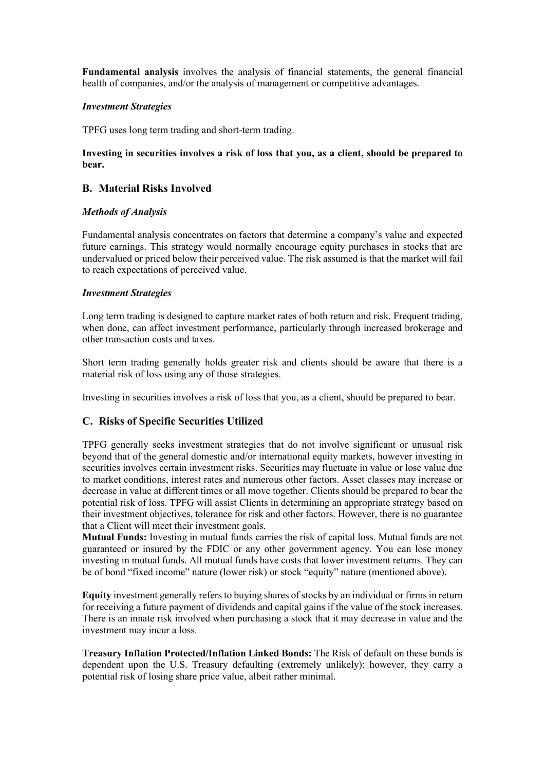**Fundamental analysis** involves the analysis of financial statements, the general financial health of companies, and/or the analysis of management or competitive advantages.

***Investment Strategies***

TPFG uses long term trading and short-term trading.

**Investing in securities involves a risk of loss that you, as a client, should be prepared to bear.**

## B. Material Risks Involved

***Methods of Analysis***

Fundamental analysis concentrates on factors that determine a company's value and expected future earnings. This strategy would normally encourage equity purchases in stocks that are undervalued or priced below their perceived value. The risk assumed is that the market will fail to reach expectations of perceived value.

***Investment Strategies***

Long term trading is designed to capture market rates of both return and risk. Frequent trading, when done, can affect investment performance, particularly through increased brokerage and other transaction costs and taxes.

Short term trading generally holds greater risk and clients should be aware that there is a material risk of loss using any of those strategies.

Investing in securities involves a risk of loss that you, as a client, should be prepared to bear.

## C. Risks of Specific Securities Utilized

TPFG generally seeks investment strategies that do not involve significant or unusual risk beyond that of the general domestic and/or international equity markets, however investing in securities involves certain investment risks. Securities may fluctuate in value or lose value due to market conditions, interest rates and numerous other factors. Asset classes may increase or decrease in value at different times or all move together. Clients should be prepared to bear the potential risk of loss. TPFG will assist Clients in determining an appropriate strategy based on their investment objectives, tolerance for risk and other factors. However, there is no guarantee that a Client will meet their investment goals.

**Mutual Funds:** Investing in mutual funds carries the risk of capital loss. Mutual funds are not guaranteed or insured by the FDIC or any other government agency. You can lose money investing in mutual funds. All mutual funds have costs that lower investment returns. They can be of bond "fixed income" nature (lower risk) or stock "equity" nature (mentioned above).

**Equity** investment generally refers to buying shares of stocks by an individual or firms in return for receiving a future payment of dividends and capital gains if the value of the stock increases. There is an innate risk involved when purchasing a stock that it may decrease in value and the investment may incur a loss.

**Treasury Inflation Protected/Inflation Linked Bonds:** The Risk of default on these bonds is dependent upon the U.S. Treasury defaulting (extremely unlikely); however, they carry a potential risk of losing share price value, albeit rather minimal.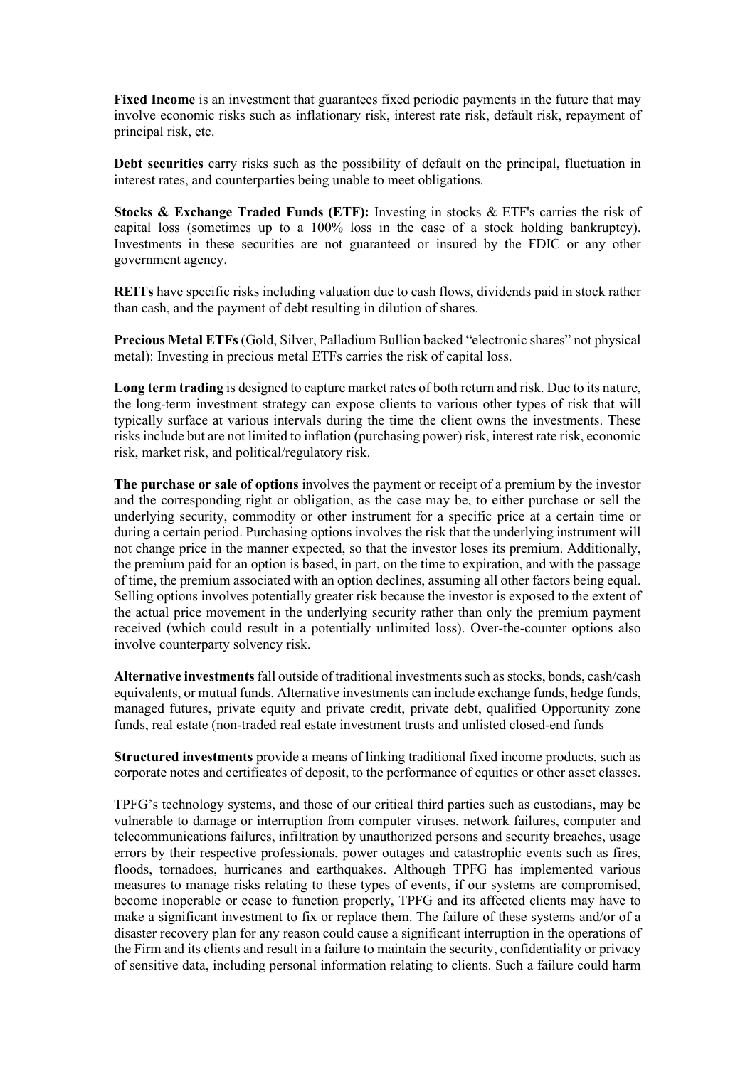**Fixed Income** is an investment that guarantees fixed periodic payments in the future that may involve economic risks such as inflationary risk, interest rate risk, default risk, repayment of principal risk, etc.

**Debt securities** carry risks such as the possibility of default on the principal, fluctuation in interest rates, and counterparties being unable to meet obligations.

**Stocks & Exchange Traded Funds (ETF):** Investing in stocks & ETF's carries the risk of capital loss (sometimes up to a 100% loss in the case of a stock holding bankruptcy). Investments in these securities are not guaranteed or insured by the FDIC or any other government agency.

**REITs** have specific risks including valuation due to cash flows, dividends paid in stock rather than cash, and the payment of debt resulting in dilution of shares.

**Precious Metal ETFs** (Gold, Silver, Palladium Bullion backed "electronic shares" not physical metal): Investing in precious metal ETFs carries the risk of capital loss.

**Long term trading** is designed to capture market rates of both return and risk. Due to its nature, the long-term investment strategy can expose clients to various other types of risk that will typically surface at various intervals during the time the client owns the investments. These risks include but are not limited to inflation (purchasing power) risk, interest rate risk, economic risk, market risk, and political/regulatory risk.

**The purchase or sale of options** involves the payment or receipt of a premium by the investor and the corresponding right or obligation, as the case may be, to either purchase or sell the underlying security, commodity or other instrument for a specific price at a certain time or during a certain period. Purchasing options involves the risk that the underlying instrument will not change price in the manner expected, so that the investor loses its premium. Additionally, the premium paid for an option is based, in part, on the time to expiration, and with the passage of time, the premium associated with an option declines, assuming all other factors being equal. Selling options involves potentially greater risk because the investor is exposed to the extent of the actual price movement in the underlying security rather than only the premium payment received (which could result in a potentially unlimited loss). Over-the-counter options also involve counterparty solvency risk.

**Alternative investments** fall outside of traditional investments such as stocks, bonds, cash/cash equivalents, or mutual funds. Alternative investments can include exchange funds, hedge funds, managed futures, private equity and private credit, private debt, qualified Opportunity zone funds, real estate (non-traded real estate investment trusts and unlisted closed-end funds

**Structured investments** provide a means of linking traditional fixed income products, such as corporate notes and certificates of deposit, to the performance of equities or other asset classes.

TPFG's technology systems, and those of our critical third parties such as custodians, may be vulnerable to damage or interruption from computer viruses, network failures, computer and telecommunications failures, infiltration by unauthorized persons and security breaches, usage errors by their respective professionals, power outages and catastrophic events such as fires, floods, tornadoes, hurricanes and earthquakes. Although TPFG has implemented various measures to manage risks relating to these types of events, if our systems are compromised, become inoperable or cease to function properly, TPFG and its affected clients may have to make a significant investment to fix or replace them. The failure of these systems and/or of a disaster recovery plan for any reason could cause a significant interruption in the operations of the Firm and its clients and result in a failure to maintain the security, confidentiality or privacy of sensitive data, including personal information relating to clients. Such a failure could harm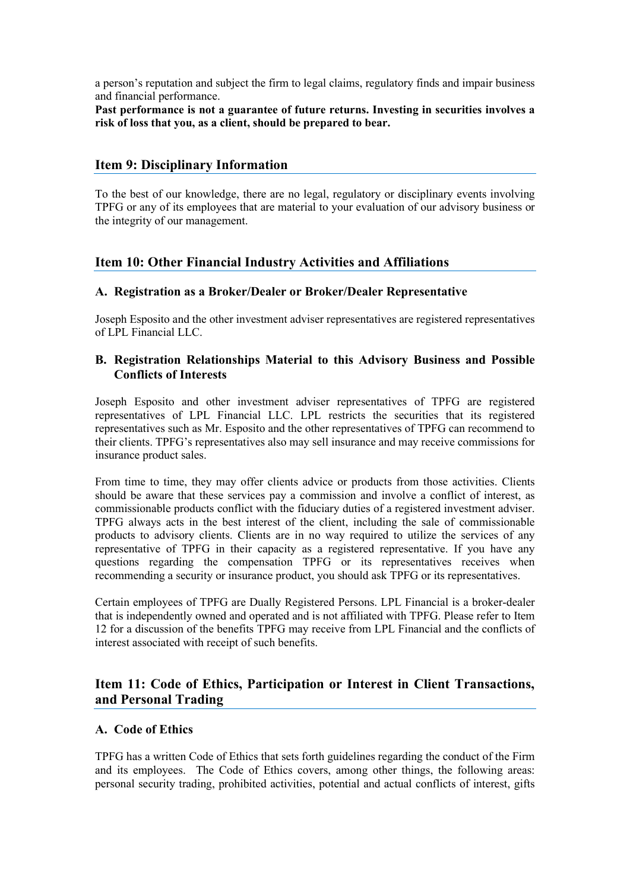a person's reputation and subject the firm to legal claims, regulatory finds and impair business and financial performance.

**Past performance is not a guarantee of future returns. Investing in securities involves a risk of loss that you, as a client, should be prepared to bear.**

## Item 9: Disciplinary Information

To the best of our knowledge, there are no legal, regulatory or disciplinary events involving TPFG or any of its employees that are material to your evaluation of our advisory business or the integrity of our management.

## Item 10: Other Financial Industry Activities and Affiliations

### A. Registration as a Broker/Dealer or Broker/Dealer Representative

Joseph Esposito and the other investment adviser representatives are registered representatives of LPL Financial LLC.

### B. Registration Relationships Material to this Advisory Business and Possible Conflicts of Interests

Joseph Esposito and other investment adviser representatives of TPFG are registered representatives of LPL Financial LLC. LPL restricts the securities that its registered representatives such as Mr. Esposito and the other representatives of TPFG can recommend to their clients. TPFG's representatives also may sell insurance and may receive commissions for insurance product sales.

From time to time, they may offer clients advice or products from those activities. Clients should be aware that these services pay a commission and involve a conflict of interest, as commissionable products conflict with the fiduciary duties of a registered investment adviser. TPFG always acts in the best interest of the client, including the sale of commissionable products to advisory clients. Clients are in no way required to utilize the services of any representative of TPFG in their capacity as a registered representative. If you have any questions regarding the compensation TPFG or its representatives receives when recommending a security or insurance product, you should ask TPFG or its representatives.

Certain employees of TPFG are Dually Registered Persons. LPL Financial is a broker-dealer that is independently owned and operated and is not affiliated with TPFG. Please refer to Item 12 for a discussion of the benefits TPFG may receive from LPL Financial and the conflicts of interest associated with receipt of such benefits.

## Item 11: Code of Ethics, Participation or Interest in Client Transactions, and Personal Trading

### A. Code of Ethics

TPFG has a written Code of Ethics that sets forth guidelines regarding the conduct of the Firm and its employees. The Code of Ethics covers, among other things, the following areas: personal security trading, prohibited activities, potential and actual conflicts of interest, gifts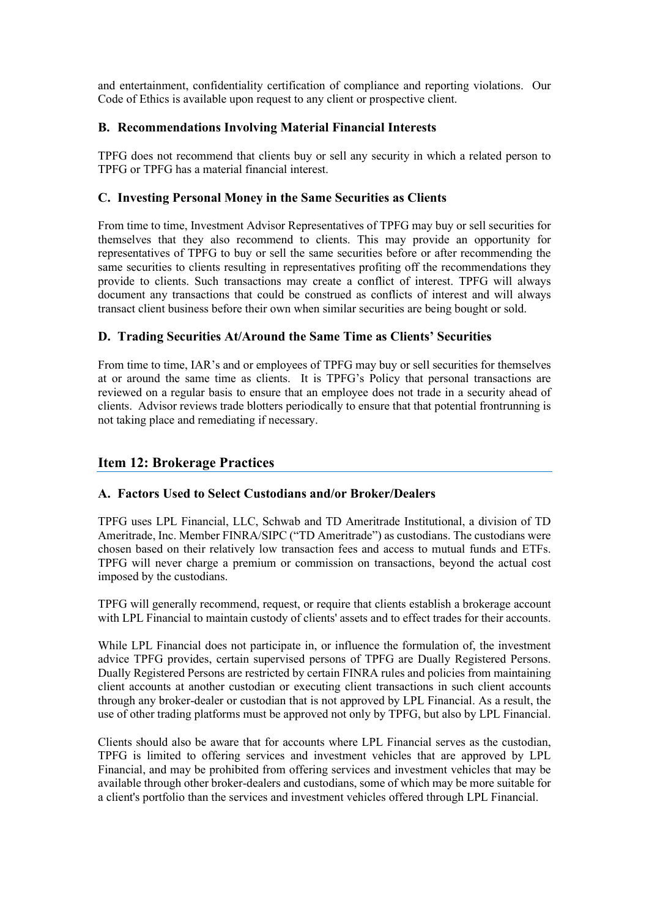and entertainment, confidentiality certification of compliance and reporting violations. Our Code of Ethics is available upon request to any client or prospective client.

### B. Recommendations Involving Material Financial Interests

TPFG does not recommend that clients buy or sell any security in which a related person to TPFG or TPFG has a material financial interest.

### C. Investing Personal Money in the Same Securities as Clients

From time to time, Investment Advisor Representatives of TPFG may buy or sell securities for themselves that they also recommend to clients. This may provide an opportunity for representatives of TPFG to buy or sell the same securities before or after recommending the same securities to clients resulting in representatives profiting off the recommendations they provide to clients. Such transactions may create a conflict of interest. TPFG will always document any transactions that could be construed as conflicts of interest and will always transact client business before their own when similar securities are being bought or sold.

### D. Trading Securities At/Around the Same Time as Clients' Securities

From time to time, IAR's and or employees of TPFG may buy or sell securities for themselves at or around the same time as clients. It is TPFG's Policy that personal transactions are reviewed on a regular basis to ensure that an employee does not trade in a security ahead of clients. Advisor reviews trade blotters periodically to ensure that that potential frontrunning is not taking place and remediating if necessary.

## Item 12: Brokerage Practices

### A. Factors Used to Select Custodians and/or Broker/Dealers

TPFG uses LPL Financial, LLC, Schwab and TD Ameritrade Institutional, a division of TD Ameritrade, Inc. Member FINRA/SIPC ("TD Ameritrade") as custodians. The custodians were chosen based on their relatively low transaction fees and access to mutual funds and ETFs. TPFG will never charge a premium or commission on transactions, beyond the actual cost imposed by the custodians.

TPFG will generally recommend, request, or require that clients establish a brokerage account with LPL Financial to maintain custody of clients' assets and to effect trades for their accounts.

While LPL Financial does not participate in, or influence the formulation of, the investment advice TPFG provides, certain supervised persons of TPFG are Dually Registered Persons. Dually Registered Persons are restricted by certain FINRA rules and policies from maintaining client accounts at another custodian or executing client transactions in such client accounts through any broker-dealer or custodian that is not approved by LPL Financial. As a result, the use of other trading platforms must be approved not only by TPFG, but also by LPL Financial.

Clients should also be aware that for accounts where LPL Financial serves as the custodian, TPFG is limited to offering services and investment vehicles that are approved by LPL Financial, and may be prohibited from offering services and investment vehicles that may be available through other broker-dealers and custodians, some of which may be more suitable for a client's portfolio than the services and investment vehicles offered through LPL Financial.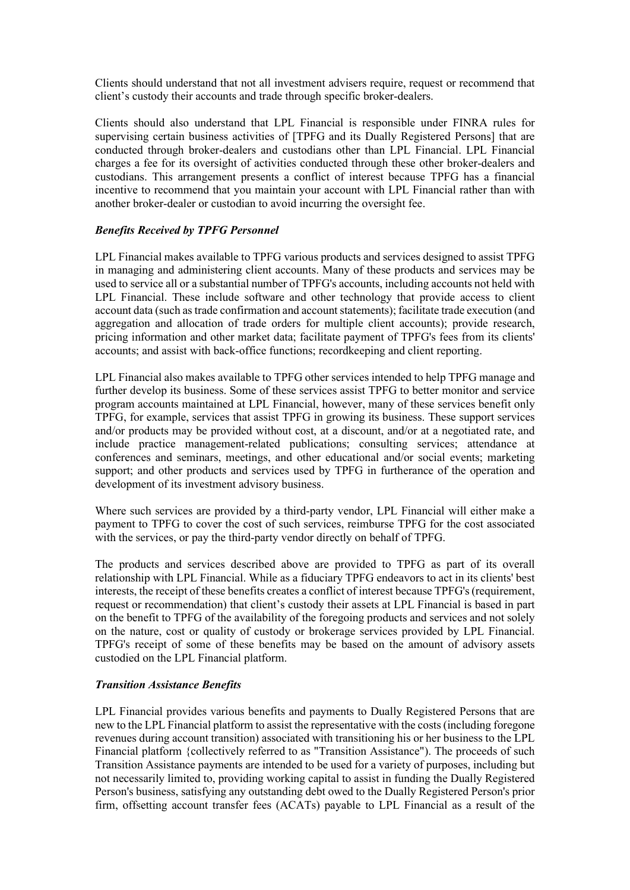Clients should understand that not all investment advisers require, request or recommend that client's custody their accounts and trade through specific broker-dealers.

Clients should also understand that LPL Financial is responsible under FINRA rules for supervising certain business activities of [TPFG and its Dually Registered Persons] that are conducted through broker-dealers and custodians other than LPL Financial. LPL Financial charges a fee for its oversight of activities conducted through these other broker-dealers and custodians. This arrangement presents a conflict of interest because TPFG has a financial incentive to recommend that you maintain your account with LPL Financial rather than with another broker-dealer or custodian to avoid incurring the oversight fee.

***Benefits Received by TPFG Personnel***

LPL Financial makes available to TPFG various products and services designed to assist TPFG in managing and administering client accounts. Many of these products and services may be used to service all or a substantial number of TPFG's accounts, including accounts not held with LPL Financial. These include software and other technology that provide access to client account data (such as trade confirmation and account statements); facilitate trade execution (and aggregation and allocation of trade orders for multiple client accounts); provide research, pricing information and other market data; facilitate payment of TPFG's fees from its clients' accounts; and assist with back-office functions; recordkeeping and client reporting.

LPL Financial also makes available to TPFG other services intended to help TPFG manage and further develop its business. Some of these services assist TPFG to better monitor and service program accounts maintained at LPL Financial, however, many of these services benefit only TPFG, for example, services that assist TPFG in growing its business. These support services and/or products may be provided without cost, at a discount, and/or at a negotiated rate, and include practice management-related publications; consulting services; attendance at conferences and seminars, meetings, and other educational and/or social events; marketing support; and other products and services used by TPFG in furtherance of the operation and development of its investment advisory business.

Where such services are provided by a third-party vendor, LPL Financial will either make a payment to TPFG to cover the cost of such services, reimburse TPFG for the cost associated with the services, or pay the third-party vendor directly on behalf of TPFG.

The products and services described above are provided to TPFG as part of its overall relationship with LPL Financial. While as a fiduciary TPFG endeavors to act in its clients' best interests, the receipt of these benefits creates a conflict of interest because TPFG's (requirement, request or recommendation) that client's custody their assets at LPL Financial is based in part on the benefit to TPFG of the availability of the foregoing products and services and not solely on the nature, cost or quality of custody or brokerage services provided by LPL Financial. TPFG's receipt of some of these benefits may be based on the amount of advisory assets custodied on the LPL Financial platform.

***Transition Assistance Benefits***

LPL Financial provides various benefits and payments to Dually Registered Persons that are new to the LPL Financial platform to assist the representative with the costs (including foregone revenues during account transition) associated with transitioning his or her business to the LPL Financial platform {collectively referred to as "Transition Assistance"). The proceeds of such Transition Assistance payments are intended to be used for a variety of purposes, including but not necessarily limited to, providing working capital to assist in funding the Dually Registered Person's business, satisfying any outstanding debt owed to the Dually Registered Person's prior firm, offsetting account transfer fees (ACATs) payable to LPL Financial as a result of the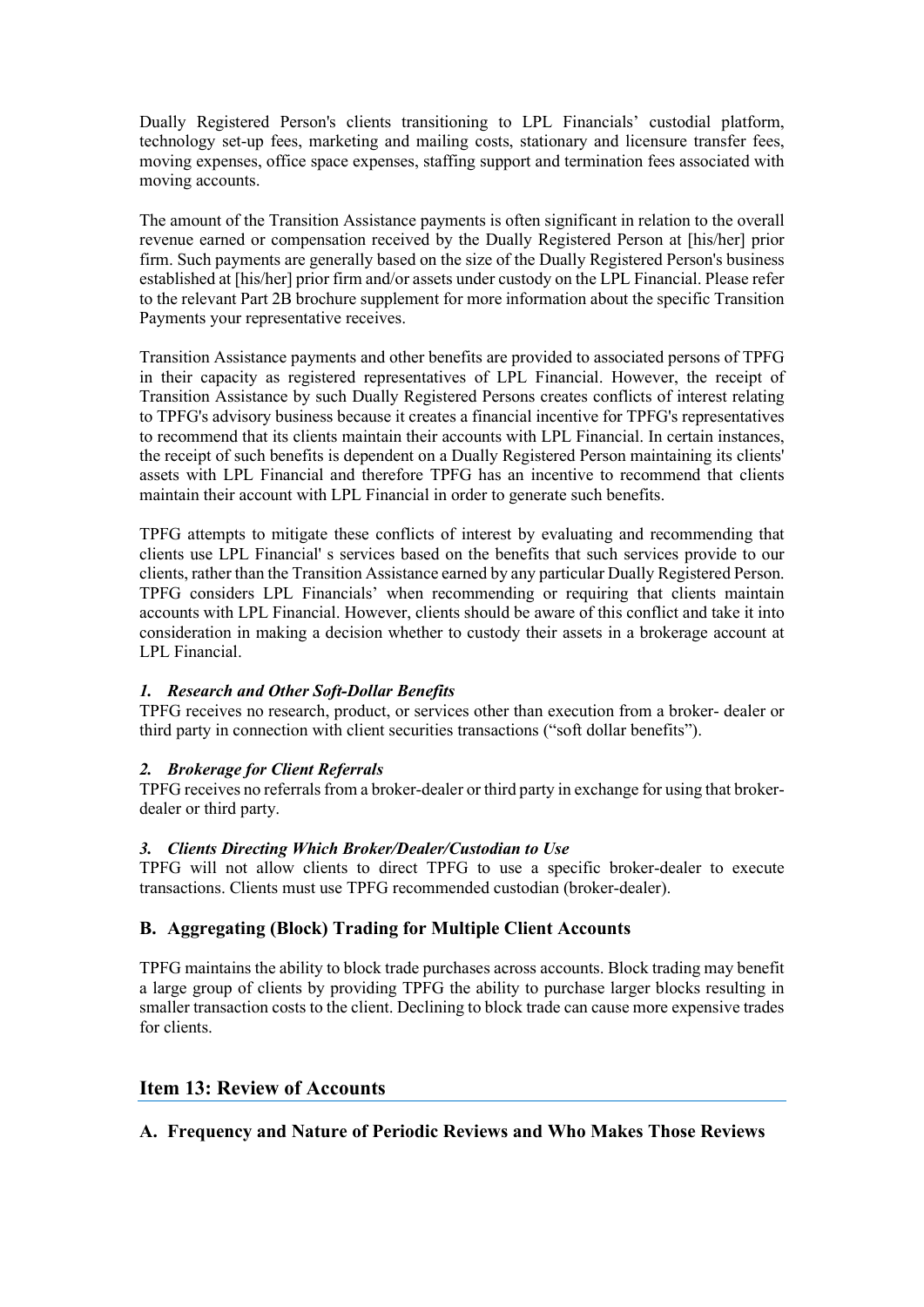Dually Registered Person's clients transitioning to LPL Financials' custodial platform, technology set-up fees, marketing and mailing costs, stationary and licensure transfer fees, moving expenses, office space expenses, staffing support and termination fees associated with moving accounts.

The amount of the Transition Assistance payments is often significant in relation to the overall revenue earned or compensation received by the Dually Registered Person at [his/her] prior firm. Such payments are generally based on the size of the Dually Registered Person's business established at [his/her] prior firm and/or assets under custody on the LPL Financial. Please refer to the relevant Part 2B brochure supplement for more information about the specific Transition Payments your representative receives.

Transition Assistance payments and other benefits are provided to associated persons of TPFG in their capacity as registered representatives of LPL Financial. However, the receipt of Transition Assistance by such Dually Registered Persons creates conflicts of interest relating to TPFG's advisory business because it creates a financial incentive for TPFG's representatives to recommend that its clients maintain their accounts with LPL Financial. In certain instances, the receipt of such benefits is dependent on a Dually Registered Person maintaining its clients' assets with LPL Financial and therefore TPFG has an incentive to recommend that clients maintain their account with LPL Financial in order to generate such benefits.

TPFG attempts to mitigate these conflicts of interest by evaluating and recommending that clients use LPL Financial' s services based on the benefits that such services provide to our clients, rather than the Transition Assistance earned by any particular Dually Registered Person. TPFG considers LPL Financials' when recommending or requiring that clients maintain accounts with LPL Financial. However, clients should be aware of this conflict and take it into consideration in making a decision whether to custody their assets in a brokerage account at LPL Financial.

***1. Research and Other Soft-Dollar Benefits***

TPFG receives no research, product, or services other than execution from a broker- dealer or third party in connection with client securities transactions ("soft dollar benefits").

***2. Brokerage for Client Referrals***

TPFG receives no referrals from a broker-dealer or third party in exchange for using that broker-dealer or third party.

***3. Clients Directing Which Broker/Dealer/Custodian to Use***

TPFG will not allow clients to direct TPFG to use a specific broker-dealer to execute transactions. Clients must use TPFG recommended custodian (broker-dealer).

### B. Aggregating (Block) Trading for Multiple Client Accounts

TPFG maintains the ability to block trade purchases across accounts. Block trading may benefit a large group of clients by providing TPFG the ability to purchase larger blocks resulting in smaller transaction costs to the client. Declining to block trade can cause more expensive trades for clients.

## Item 13: Review of Accounts

### A. Frequency and Nature of Periodic Reviews and Who Makes Those Reviews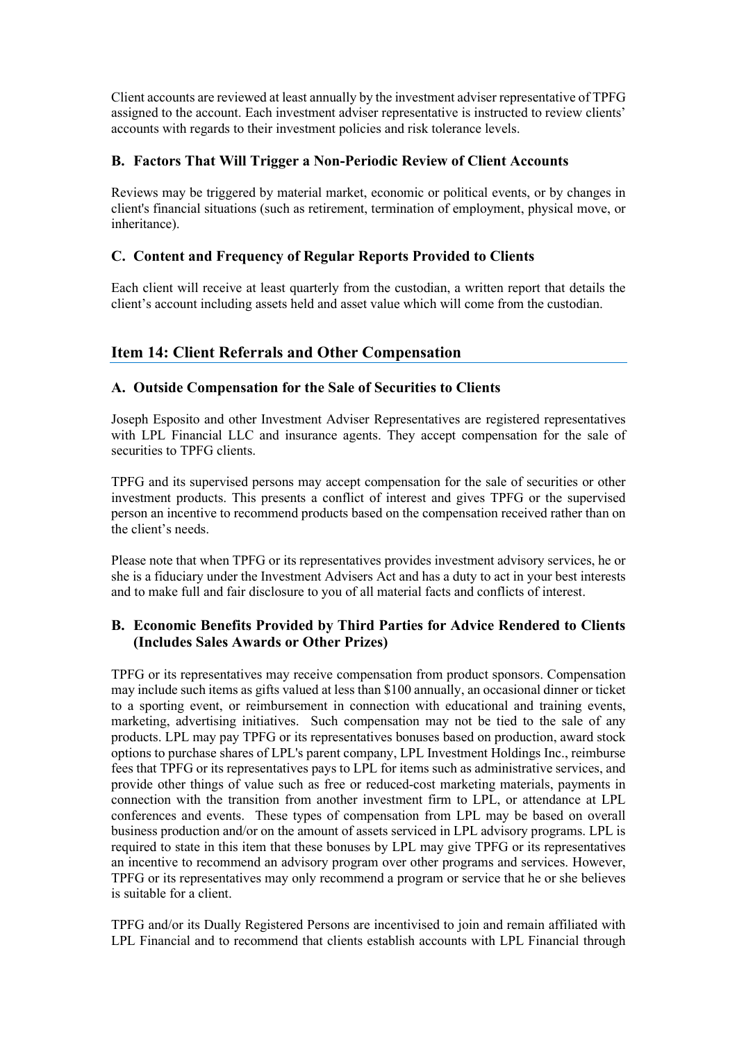Client accounts are reviewed at least annually by the investment adviser representative of TPFG assigned to the account. Each investment adviser representative is instructed to review clients' accounts with regards to their investment policies and risk tolerance levels.

### B. Factors That Will Trigger a Non-Periodic Review of Client Accounts

Reviews may be triggered by material market, economic or political events, or by changes in client's financial situations (such as retirement, termination of employment, physical move, or inheritance).

### C. Content and Frequency of Regular Reports Provided to Clients

Each client will receive at least quarterly from the custodian, a written report that details the client's account including assets held and asset value which will come from the custodian.

## Item 14: Client Referrals and Other Compensation

### A. Outside Compensation for the Sale of Securities to Clients

Joseph Esposito and other Investment Adviser Representatives are registered representatives with LPL Financial LLC and insurance agents. They accept compensation for the sale of securities to TPFG clients.

TPFG and its supervised persons may accept compensation for the sale of securities or other investment products. This presents a conflict of interest and gives TPFG or the supervised person an incentive to recommend products based on the compensation received rather than on the client's needs.

Please note that when TPFG or its representatives provides investment advisory services, he or she is a fiduciary under the Investment Advisers Act and has a duty to act in your best interests and to make full and fair disclosure to you of all material facts and conflicts of interest.

### B. Economic Benefits Provided by Third Parties for Advice Rendered to Clients (Includes Sales Awards or Other Prizes)

TPFG or its representatives may receive compensation from product sponsors. Compensation may include such items as gifts valued at less than $100 annually, an occasional dinner or ticket to a sporting event, or reimbursement in connection with educational and training events, marketing, advertising initiatives. Such compensation may not be tied to the sale of any products. LPL may pay TPFG or its representatives bonuses based on production, award stock options to purchase shares of LPL's parent company, LPL Investment Holdings Inc., reimburse fees that TPFG or its representatives pays to LPL for items such as administrative services, and provide other things of value such as free or reduced-cost marketing materials, payments in connection with the transition from another investment firm to LPL, or attendance at LPL conferences and events. These types of compensation from LPL may be based on overall business production and/or on the amount of assets serviced in LPL advisory programs. LPL is required to state in this item that these bonuses by LPL may give TPFG or its representatives an incentive to recommend an advisory program over other programs and services. However, TPFG or its representatives may only recommend a program or service that he or she believes is suitable for a client.

TPFG and/or its Dually Registered Persons are incentivised to join and remain affiliated with LPL Financial and to recommend that clients establish accounts with LPL Financial through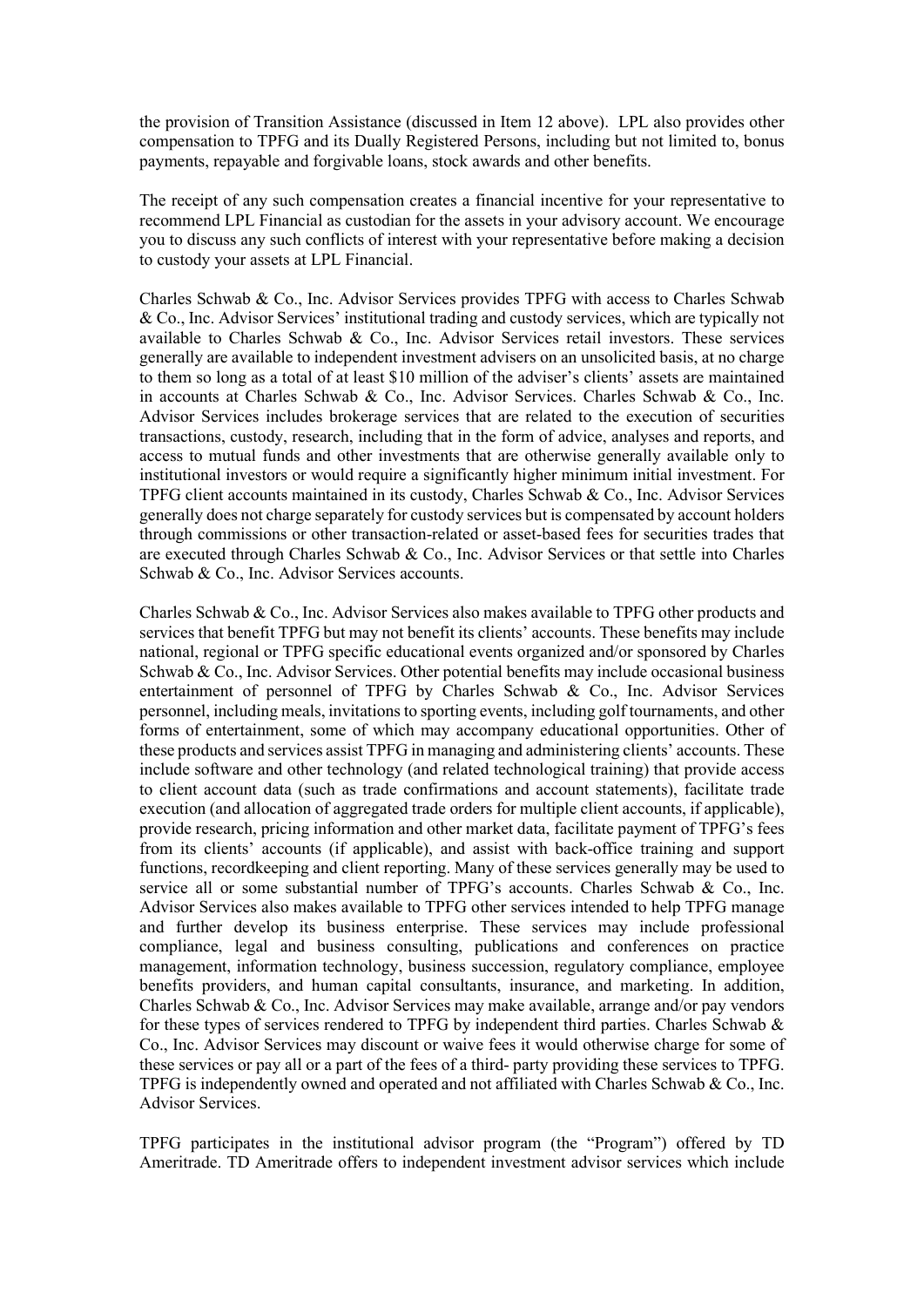the provision of Transition Assistance (discussed in Item 12 above). LPL also provides other compensation to TPFG and its Dually Registered Persons, including but not limited to, bonus payments, repayable and forgivable loans, stock awards and other benefits.

The receipt of any such compensation creates a financial incentive for your representative to recommend LPL Financial as custodian for the assets in your advisory account. We encourage you to discuss any such conflicts of interest with your representative before making a decision to custody your assets at LPL Financial.

Charles Schwab & Co., Inc. Advisor Services provides TPFG with access to Charles Schwab & Co., Inc. Advisor Services' institutional trading and custody services, which are typically not available to Charles Schwab & Co., Inc. Advisor Services retail investors. These services generally are available to independent investment advisers on an unsolicited basis, at no charge to them so long as a total of at least $10 million of the adviser's clients' assets are maintained in accounts at Charles Schwab & Co., Inc. Advisor Services. Charles Schwab & Co., Inc. Advisor Services includes brokerage services that are related to the execution of securities transactions, custody, research, including that in the form of advice, analyses and reports, and access to mutual funds and other investments that are otherwise generally available only to institutional investors or would require a significantly higher minimum initial investment. For TPFG client accounts maintained in its custody, Charles Schwab & Co., Inc. Advisor Services generally does not charge separately for custody services but is compensated by account holders through commissions or other transaction-related or asset-based fees for securities trades that are executed through Charles Schwab & Co., Inc. Advisor Services or that settle into Charles Schwab & Co., Inc. Advisor Services accounts.

Charles Schwab & Co., Inc. Advisor Services also makes available to TPFG other products and services that benefit TPFG but may not benefit its clients' accounts. These benefits may include national, regional or TPFG specific educational events organized and/or sponsored by Charles Schwab & Co., Inc. Advisor Services. Other potential benefits may include occasional business entertainment of personnel of TPFG by Charles Schwab & Co., Inc. Advisor Services personnel, including meals, invitations to sporting events, including golf tournaments, and other forms of entertainment, some of which may accompany educational opportunities. Other of these products and services assist TPFG in managing and administering clients' accounts. These include software and other technology (and related technological training) that provide access to client account data (such as trade confirmations and account statements), facilitate trade execution (and allocation of aggregated trade orders for multiple client accounts, if applicable), provide research, pricing information and other market data, facilitate payment of TPFG's fees from its clients' accounts (if applicable), and assist with back-office training and support functions, recordkeeping and client reporting. Many of these services generally may be used to service all or some substantial number of TPFG's accounts. Charles Schwab & Co., Inc. Advisor Services also makes available to TPFG other services intended to help TPFG manage and further develop its business enterprise. These services may include professional compliance, legal and business consulting, publications and conferences on practice management, information technology, business succession, regulatory compliance, employee benefits providers, and human capital consultants, insurance, and marketing. In addition, Charles Schwab & Co., Inc. Advisor Services may make available, arrange and/or pay vendors for these types of services rendered to TPFG by independent third parties. Charles Schwab & Co., Inc. Advisor Services may discount or waive fees it would otherwise charge for some of these services or pay all or a part of the fees of a third- party providing these services to TPFG. TPFG is independently owned and operated and not affiliated with Charles Schwab & Co., Inc. Advisor Services.

TPFG participates in the institutional advisor program (the "Program") offered by TD Ameritrade. TD Ameritrade offers to independent investment advisor services which include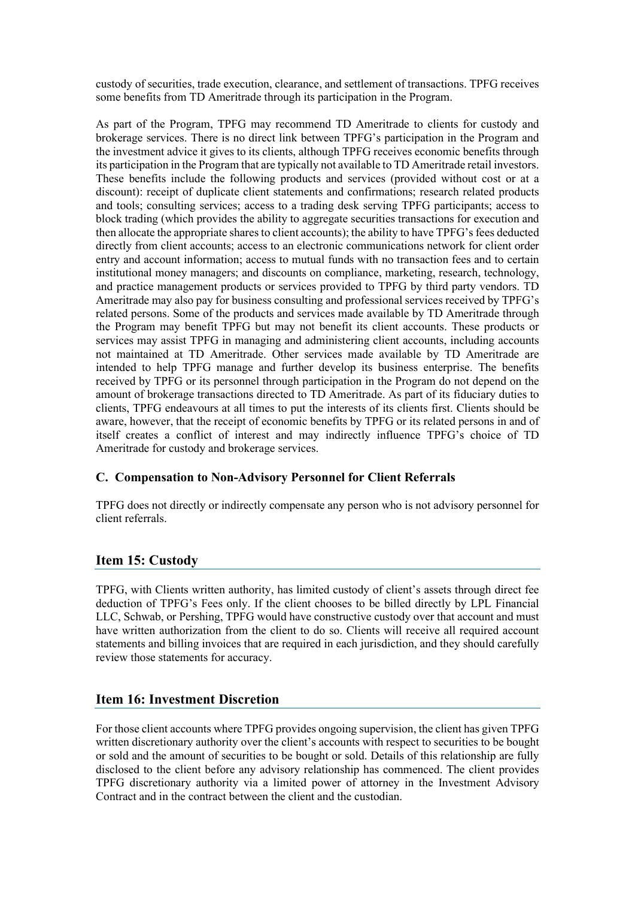custody of securities, trade execution, clearance, and settlement of transactions. TPFG receives some benefits from TD Ameritrade through its participation in the Program.

As part of the Program, TPFG may recommend TD Ameritrade to clients for custody and brokerage services. There is no direct link between TPFG's participation in the Program and the investment advice it gives to its clients, although TPFG receives economic benefits through its participation in the Program that are typically not available to TD Ameritrade retail investors. These benefits include the following products and services (provided without cost or at a discount): receipt of duplicate client statements and confirmations; research related products and tools; consulting services; access to a trading desk serving TPFG participants; access to block trading (which provides the ability to aggregate securities transactions for execution and then allocate the appropriate shares to client accounts); the ability to have TPFG's fees deducted directly from client accounts; access to an electronic communications network for client order entry and account information; access to mutual funds with no transaction fees and to certain institutional money managers; and discounts on compliance, marketing, research, technology, and practice management products or services provided to TPFG by third party vendors. TD Ameritrade may also pay for business consulting and professional services received by TPFG's related persons. Some of the products and services made available by TD Ameritrade through the Program may benefit TPFG but may not benefit its client accounts. These products or services may assist TPFG in managing and administering client accounts, including accounts not maintained at TD Ameritrade. Other services made available by TD Ameritrade are intended to help TPFG manage and further develop its business enterprise. The benefits received by TPFG or its personnel through participation in the Program do not depend on the amount of brokerage transactions directed to TD Ameritrade. As part of its fiduciary duties to clients, TPFG endeavours at all times to put the interests of its clients first. Clients should be aware, however, that the receipt of economic benefits by TPFG or its related persons in and of itself creates a conflict of interest and may indirectly influence TPFG's choice of TD Ameritrade for custody and brokerage services.

### C. Compensation to Non-Advisory Personnel for Client Referrals

TPFG does not directly or indirectly compensate any person who is not advisory personnel for client referrals.

## Item 15: Custody

TPFG, with Clients written authority, has limited custody of client's assets through direct fee deduction of TPFG's Fees only. If the client chooses to be billed directly by LPL Financial LLC, Schwab, or Pershing, TPFG would have constructive custody over that account and must have written authorization from the client to do so. Clients will receive all required account statements and billing invoices that are required in each jurisdiction, and they should carefully review those statements for accuracy.

## Item 16: Investment Discretion

For those client accounts where TPFG provides ongoing supervision, the client has given TPFG written discretionary authority over the client's accounts with respect to securities to be bought or sold and the amount of securities to be bought or sold. Details of this relationship are fully disclosed to the client before any advisory relationship has commenced. The client provides TPFG discretionary authority via a limited power of attorney in the Investment Advisory Contract and in the contract between the client and the custodian.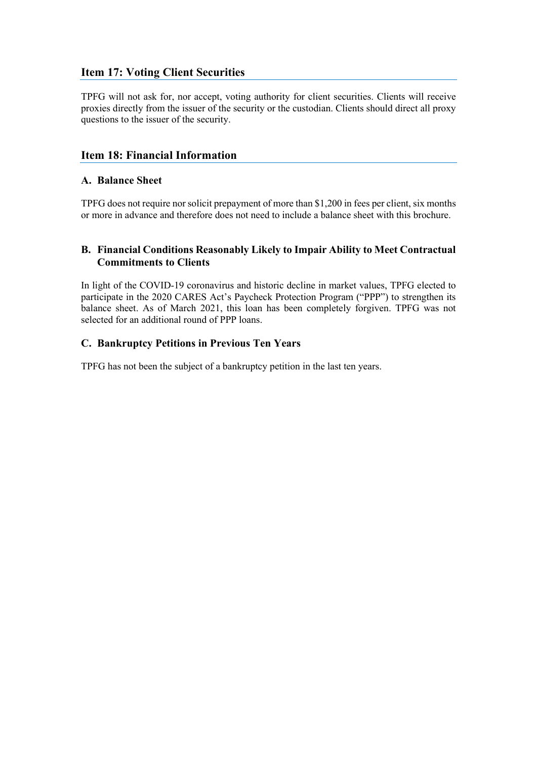## Item 17: Voting Client Securities

TPFG will not ask for, nor accept, voting authority for client securities. Clients will receive proxies directly from the issuer of the security or the custodian. Clients should direct all proxy questions to the issuer of the security.

## Item 18: Financial Information

### A. Balance Sheet

TPFG does not require nor solicit prepayment of more than $1,200 in fees per client, six months or more in advance and therefore does not need to include a balance sheet with this brochure.

### B. Financial Conditions Reasonably Likely to Impair Ability to Meet Contractual Commitments to Clients

In light of the COVID-19 coronavirus and historic decline in market values, TPFG elected to participate in the 2020 CARES Act's Paycheck Protection Program ("PPP") to strengthen its balance sheet. As of March 2021, this loan has been completely forgiven. TPFG was not selected for an additional round of PPP loans.

### C. Bankruptcy Petitions in Previous Ten Years

TPFG has not been the subject of a bankruptcy petition in the last ten years.